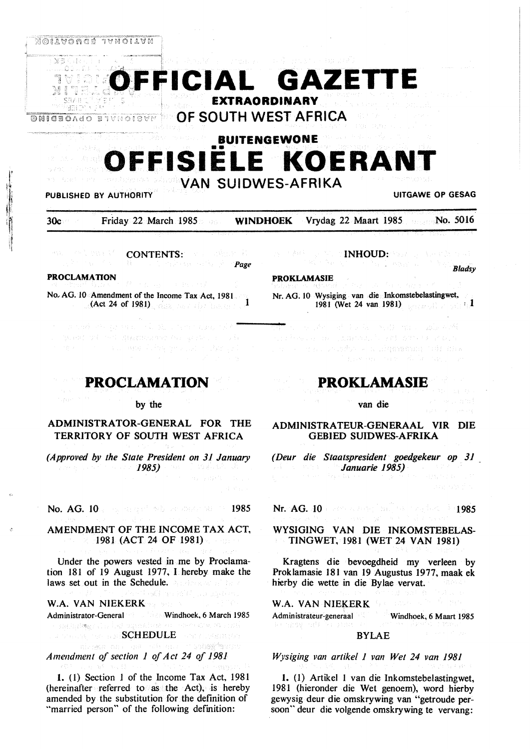# OFFICIAL GAZETTE EXTRAORDINARY OF SOUTH WEST AFRICA

# BUITENGEWONE OFFISIËLE KOERANT VAN SUIDWES-AFRIKA

PUBLISHED BY AUTHORITY — UITGAWE OP GESAG

30c — Friday 22 March 1985 — WINDHOEK — Vrydag 22 Maart 1985 — No. 5016

**CONTENTS:**

| | Page |
|---|---|
| **PROCLAMATION** | |
| No. AG. 10 Amendment of the Income Tax Act, 1981 (Act 24 of 1981) | 1 |

**INHOUD:**

| | Bladsy |
|---|---|
| **PROKLAMASIE** | |
| Nr. AG. 10 Wysiging van die Inkomstebelastingwet, 1981 (Wet 24 van 1981) | 1 |

## PROCLAMATION

by the

### ADMINISTRATOR-GENERAL FOR THE TERRITORY OF SOUTH WEST AFRICA

*(Approved by the State President on 31 January 1985)*

No. AG. 10 — 1985

### AMENDMENT OF THE INCOME TAX ACT, 1981 (ACT 24 OF 1981)

Under the powers vested in me by Proclamation 181 of 19 August 1977, I hereby make the laws set out in the Schedule.

W.A. VAN NIEKERK
Administrator-General — Windhoek, 6 March 1985

### SCHEDULE

*Amendment of section 1 of Act 24 of 1981*

**1.** (1) Section 1 of the Income Tax Act, 1981 (hereinafter referred to as the Act), is hereby amended by the substitution for the definition of "married person" of the following definition:

## PROKLAMASIE

van die

### ADMINISTRATEUR-GENERAAL VIR DIE GEBIED SUIDWES-AFRIKA

*(Deur die Staatspresident goedgekeur op 31 Januarie 1985)*

Nr. AG. 10 — 1985

### WYSIGING VAN DIE INKOMSTEBELASTINGWET, 1981 (WET 24 VAN 1981)

Kragtens die bevoegdheid my verleen by Proklamasie 181 van 19 Augustus 1977, maak ek hierby die wette in die Bylae vervat.

W.A. VAN NIEKERK
Administrateur-generaal — Windhoek, 6 Maart 1985

### BYLAE

*Wysiging van artikel 1 van Wet 24 van 1981*

**1.** (1) Artikel 1 van die Inkomstebelastingwet, 1981 (hieronder die Wet genoem), word hierby gewysig deur die omskrywing van "getroude persoon" deur die volgende omskrywing te vervang: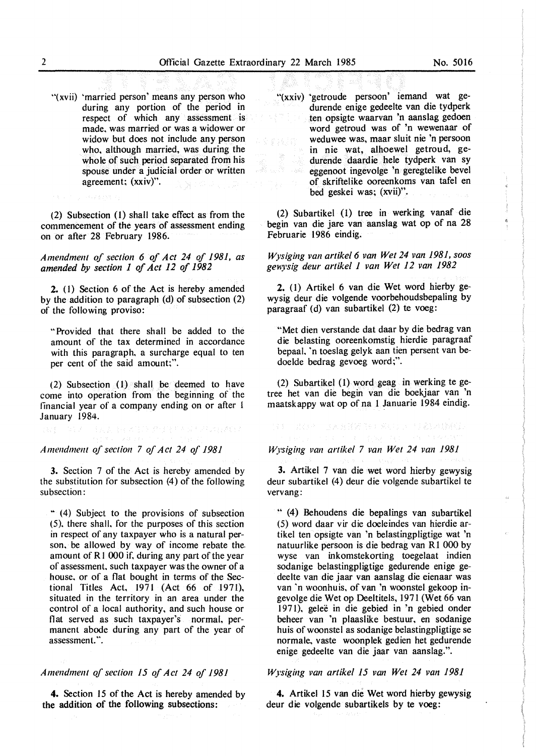"(xvii) 'married person' means any person who during any portion of the period in respect of which any assessment is made, was married or was a widower or widow but does not include any person who, although married, was during the whole of such period separated from his spouse under a judicial order or written agreement; (xxiv)".

(2) Subsection (1) shall take effect as from the commencement of the years of assessment ending on or after 28 February 1986.

*Amendment of section 6 of Act 24 of 1981, as amended by section 1 of Act 12 of 1982*

**2.** (1) Section 6 of the Act is hereby amended by the addition to paragraph (d) of subsection (2) of the following proviso:

"Provided that there shall be added to the amount of the tax determined in accordance with this paragraph, a surcharge equal to ten per cent of the said amount;".

(2) Subsection (1) shall be deemed to have come into operation from the beginning of the financial year of a company ending on or after 1 January 1984.

*Amendment of section 7 of Act 24 of 1981*

**3.** Section 7 of the Act is hereby amended by the substitution for subsection (4) of the following subsection:

" (4) Subject to the provisions of subsection (5), there shall, for the purposes of this section in respect of any taxpayer who is a natural person, be allowed by way of income rebate the amount of R1 000 if, during any part of the year of assessment, such taxpayer was the owner of a house, or of a flat bought in terms of the Sectional Titles Act, 1971 (Act 66 of 1971), situated in the territory in an area under the control of a local authority, and such house or flat served as such taxpayer's normal, permanent abode during any part of the year of assessment.".

*Amendment of section 15 of Act 24 of 1981*

**4.** Section 15 of the Act is hereby amended by the addition of the following subsections:

"(xxiv) 'getroude persoon' iemand wat gedurende enige gedeelte van die tydperk ten opsigte waarvan 'n aanslag gedoen word getroud was of 'n wewenaar of weduwee was, maar sluit nie 'n persoon in nie wat, alhoewel getroud, gedurende daardie hele tydperk van sy eggenoot ingevolge 'n geregtelike bevel of skriftelike ooreenkoms van tafel en bed geskei was; (xvii)".

(2) Subartikel (1) tree in werking vanaf die begin van die jare van aanslag wat op of na 28 Februarie 1986 eindig.

*Wysiging van artikel 6 van Wet 24 van 1981, soos gewysig deur artikel 1 van Wet 12 van 1982*

**2.** (1) Artikel 6 van die Wet word hierby gewysig deur die volgende voorbehoudsbepaling by paragraaf (d) van subartikel (2) te voeg:

"Met dien verstande dat daar by die bedrag van die belasting ooreenkomstig hierdie paragraaf bepaal, 'n toeslag gelyk aan tien persent van bedoelde bedrag gevoeg word;".

(2) Subartikel (1) word geag in werking te getree het van die begin van die boekjaar van 'n maatskappy wat op of na 1 Januarie 1984 eindig.

*Wysiging van artikel 7 van Wet 24 van 1981*

**3.** Artikel 7 van die wet word hierby gewysig deur subartikel (4) deur die volgende subartikel te vervang:

" (4) Behoudens die bepalings van subartikel (5) word daar vir die doeleindes van hierdie artikel ten opsigte van 'n belastingpligtige wat 'n natuurlike persoon is die bedrag van R1 000 by wyse van inkomstekorting toegelaat indien sodanige belastingpligtige gedurende enige gedeelte van die jaar van aanslag die eienaar was van 'n woonhuis, of van 'n woonstel gekoop ingevolge die Wet op Deeltitels, 1971 (Wet 66 van 1971), geleë in die gebied in 'n gebied onder beheer van 'n plaaslike bestuur, en sodanige huis of woonstel as sodanige belastingpligtige se normale, vaste woonplek gedien het gedurende enige gedeelte van die jaar van aanslag.".

*Wysiging van artikel 15 van Wet 24 van 1981*

**4.** Artikel 15 van die Wet word hierby gewysig deur die volgende subartikels by te voeg: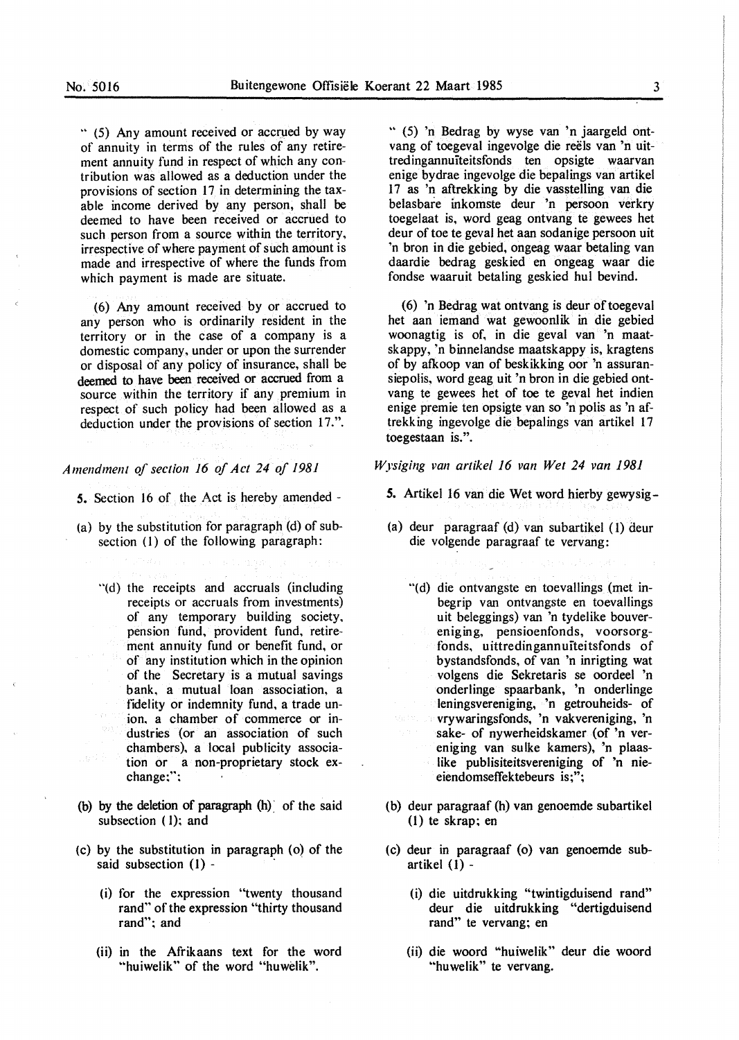" (5) Any amount received or accrued by way of annuity in terms of the rules of any retirement annuity fund in respect of which any contribution was allowed as a deduction under the provisions of section 17 in determining the taxable income derived by any person, shall be deemed to have been received or accrued to such person from a source within the territory, irrespective of where payment of such amount is made and irrespective of where the funds from which payment is made are situate.

(6) Any amount received by or accrued to any person who is ordinarily resident in the territory or in the case of a company is a domestic company, under or upon the surrender or disposal of any policy of insurance, shall be deemed to have been received or accrued from a source within the territory if any premium in respect of such policy had been allowed as a deduction under the provisions of section 17.".

*Amendment of section 16 of Act 24 of 1981*

5. Section 16 of the Act is hereby amended -

(a) by the substitution for paragraph (d) of subsection (1) of the following paragraph:

"(d) the receipts and accruals (including receipts or accruals from investments) of any temporary building society, pension fund, provident fund, retirement annuity fund or benefit fund, or of any institution which in the opinion of the Secretary is a mutual savings bank, a mutual loan association, a fidelity or indemnity fund, a trade union, a chamber of commerce or industries (or an association of such chambers), a local publicity association or a non-proprietary stock exchange;";

(b) by the deletion of paragraph (h) of the said subsection (1); and

(c) by the substitution in paragraph (o) of the said subsection (1) -

(i) for the expression "twenty thousand rand" of the expression "thirty thousand rand"; and

(ii) in the Afrikaans text for the word "huiwelik" of the word "huwelik".

" (5) 'n Bedrag by wyse van 'n jaargeld ontvang of toegeval ingevolge die reëls van 'n uittredingannuïteitsfonds ten opsigte waarvan enige bydrae ingevolge die bepalings van artikel 17 as 'n aftrekking by die vasstelling van die belasbare inkomste deur 'n persoon verkry toegelaat is, word geag ontvang te gewees het deur of toe te geval het aan sodanige persoon uit 'n bron in die gebied, ongeag waar betaling van daardie bedrag geskied en ongeag waar die fondse waaruit betaling geskied hul bevind.

(6) 'n Bedrag wat ontvang is deur of toegeval het aan iemand wat gewoonlik in die gebied woonagtig is of, in die geval van 'n maatskappy, 'n binnelandse maatskappy is, kragtens of by afkoop van of beskikking oor 'n assuransiepolis, word geag uit 'n bron in die gebied ontvang te gewees het of toe te geval het indien enige premie ten opsigte van so 'n polis as 'n aftrekking ingevolge die bepalings van artikel 17 toegestaan is.".

*Wysiging van artikel 16 van Wet 24 van 1981*

5. Artikel 16 van die Wet word hierby gewysig -

(a) deur paragraaf (d) van subartikel (1) deur die volgende paragraaf te vervang:

"(d) die ontvangste en toevallings (met inbegrip van ontvangste en toevallings uit beleggings) van 'n tydelike bouvereniging, pensioenfonds, voorsorgfonds, uittredingannuïteitsfonds of bystandsfonds, of van 'n inrigting wat volgens die Sekretaris se oordeel 'n onderlinge spaarbank, 'n onderlinge leningsvereniging, 'n getrouheids- of vrywaringsfonds, 'n vakvereniging, 'n sake- of nywerheidskamer (of 'n vereniging van sulke kamers), 'n plaaslike publisiteitsvereniging of 'n nie-eiendomseffektebeurs is;";

(b) deur paragraaf (h) van genoemde subartikel (1) te skrap; en

(c) deur in paragraaf (o) van genoemde subartikel (1) -

(i) die uitdrukking "twintigduisend rand" deur die uitdrukking "dertigduisend rand" te vervang; en

(ii) die woord "huiwelik" deur die woord "huwelik" te vervang.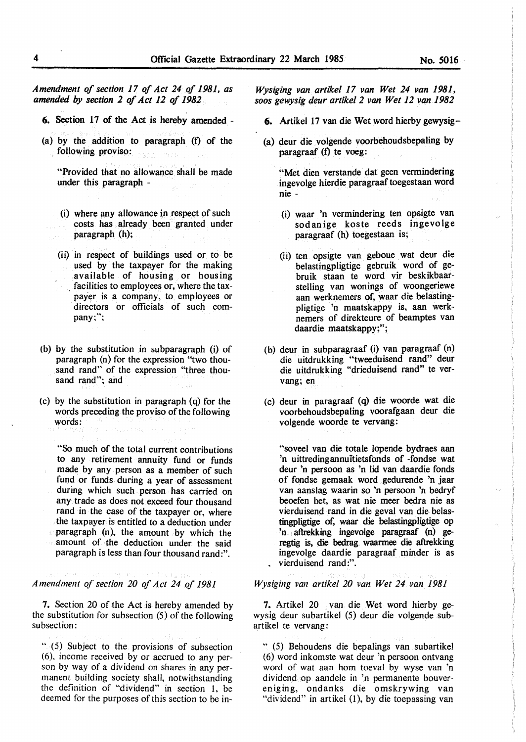*Amendment of section 17 of Act 24 of 1981, as amended by section 2 of Act 12 of 1982*

**6.** Section 17 of the Act is hereby amended -

(a) by the addition to paragraph (f) of the following proviso:

"Provided that no allowance shall be made under this paragraph -

(i) where any allowance in respect of such costs has already been granted under paragraph (h);

(ii) in respect of buildings used or to be used by the taxpayer for the making available of housing or housing facilities to employees or, where the taxpayer is a company, to employees or directors or officials of such company;";

(b) by the substitution in subparagraph (i) of paragraph (n) for the expression "two thousand rand" of the expression "three thousand rand"; and

(c) by the substitution in paragraph (q) for the words preceding the proviso of the following words:

"So much of the total current contributions to any retirement annuity fund or funds made by any person as a member of such fund or funds during a year of assessment during which such person has carried on any trade as does not exceed four thousand rand in the case of the taxpayer or, where the taxpayer is entitled to a deduction under paragraph (n), the amount by which the amount of the deduction under the said paragraph is less than four thousand rand:".

*Amendment of section 20 of Act 24 of 1981*

**7.** Section 20 of the Act is hereby amended by the substitution for subsection (5) of the following subsection:

" (5) Subject to the provisions of subsection (6), income received by or accrued to any person by way of a dividend on shares in any permanent building society shall, notwithstanding the definition of "dividend" in section 1, be deemed for the purposes of this section to be in-

*Wysiging van artikel 17 van Wet 24 van 1981, soos gewysig deur artikel 2 van Wet 12 van 1982*

**6.** Artikel 17 van die Wet word hierby gewysig-

(a) deur die volgende voorbehoudsbepaling by paragraaf (f) te voeg:

"Met dien verstande dat geen vermindering ingevolge hierdie paragraaf toegestaan word nie -

(i) waar 'n vermindering ten opsigte van sodanige koste reeds ingevolge paragraaf (h) toegestaan is;

(ii) ten opsigte van geboue wat deur die belastingpligtige gebruik word of gebruik staan te word vir beskikbaarstelling van wonings of woongeriewe aan werknemers of, waar die belastingpligtige 'n maatskappy is, aan werknemers of direkteure of beamptes van daardie maatskappy;";

(b) deur in subparagraaf (i) van paragraaf (n) die uitdrukking "tweeduisend rand" deur die uitdrukking "drieduisend rand" te vervang; en

(c) deur in paragraaf (q) die woorde wat die voorbehoudsbepaling voorafgaan deur die volgende woorde te vervang:

"soveel van die totale lopende bydraes aan 'n uittredingannuïtietsfonds of -fondse wat deur 'n persoon as 'n lid van daardie fonds of fondse gemaak word gedurende 'n jaar van aanslag waarin so 'n persoon 'n bedryf beoefen het, as wat nie meer bedra nie as vierduisend rand in die geval van die belastingpligtige of, waar die belastingpligtige op 'n aftrekking ingevolge paragraaf (n) geregtig is, die bedrag waarmee die aftrekking ingevolge daardie paragraaf minder is as vierduisend rand:".

*Wysiging van artikel 20 van Wet 24 van 1981*

**7.** Artikel 20 van die Wet word hierby gewysig deur subartikel (5) deur die volgende subartikel te vervang:

" (5) Behoudens die bepalings van subartikel (6) word inkomste wat deur 'n persoon ontvang word of wat aan hom toeval by wyse van 'n dividend op aandele in 'n permanente bouvereniging, ondanks die omskrywing van "dividend" in artikel (1), by die toepassing van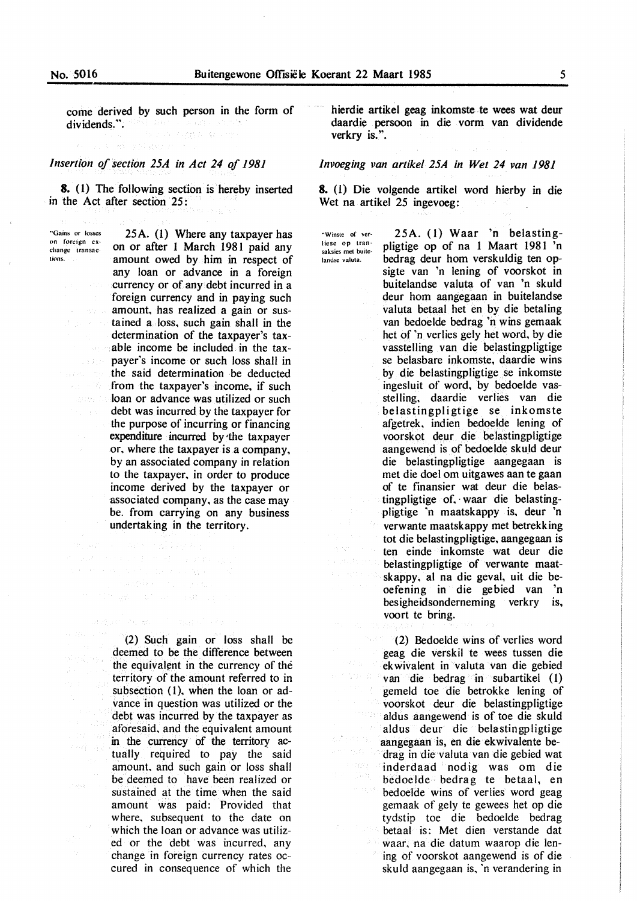come derived by such person in the form of dividends.".

*Insertion of section 25A in Act 24 of 1981*

**8.** (1) The following section is hereby inserted in the Act after section 25:

"Gains or losses on foreign exchange transactions.

25A. (1) Where any taxpayer has on or after 1 March 1981 paid any amount owed by him in respect of any loan or advance in a foreign currency or of any debt incurred in a foreign currency and in paying such amount, has realized a gain or sustained a loss, such gain shall in the determination of the taxpayer's taxable income be included in the taxpayer's income or such loss shall in the said determination be deducted from the taxpayer's income, if such loan or advance was utilized or such debt was incurred by the taxpayer for the purpose of incurring or financing expenditure incurred by the taxpayer or, where the taxpayer is a company, by an associated company in relation to the taxpayer, in order to produce income derived by the taxpayer or associated company, as the case may be, from carrying on any business undertaking in the territory.

(2) Such gain or loss shall be deemed to be the difference between the equivalent in the currency of the territory of the amount referred to in subsection (1), when the loan or advance in question was utilized or the debt was incurred by the taxpayer as aforesaid, and the equivalent amount in the currency of the territory actually required to pay the said amount, and such gain or loss shall be deemed to have been realized or sustained at the time when the said amount was paid: Provided that where, subsequent to the date on which the loan or advance was utilized or the debt was incurred, any change in foreign currency rates occured in consequence of which the

hierdie artikel geag inkomste te wees wat deur daardie persoon in die vorm van dividende verkry is.".

*Invoeging van artikel 25A in Wet 24 van 1981*

**8.** (1) Die volgende artikel word hierby in die Wet na artikel 25 ingevoeg:

"Winste of verliese op transaksies met buitelandse valuta.

25A. (1) Waar 'n belastingpligtige op of na 1 Maart 1981 'n bedrag deur hom verskuldig ten opsigte van 'n lening of voorskot in buitelandse valuta of van 'n skuld deur hom aangegaan in buitelandse valuta betaal het en by die betaling van bedoelde bedrag 'n wins gemaak het of 'n verlies gely het word, by die vasstelling van die belastingpligtige se belasbare inkomste, daardie wins by die belastingpligtige se inkomste ingesluit of word, by bedoelde vasstelling, daardie verlies van die belastingpligtige se inkomste afgetrek, indien bedoelde lening of voorskot deur die belastingpligtige aangewend is of bedoelde skuld deur die belastingpligtige aangegaan is met die doel om uitgawes aan te gaan of te finansier wat deur die belastingpligtige of, waar die belastingpligtige 'n maatskappy is, deur 'n verwante maatskappy met betrekking tot die belastingpligtige, aangegaan is ten einde inkomste wat deur die belastingpligtige of verwante maatskappy, al na die geval, uit die beoefening in die gebied van 'n besigheidsonderneming verkry is, voort te bring.

(2) Bedoelde wins of verlies word geag die verskil te wees tussen die ekwivalent in valuta van die gebied van die bedrag in subartikel (1) gemeld toe die betrokke lening of voorskot deur die belastingpligtige aldus aangewend is of toe die skuld aldus deur die belastingpligtige aangegaan is, en die ekwivalente bedrag in die valuta van die gebied wat inderdaad nodig was om die bedoelde bedrag te betaal, en bedoelde wins of verlies word geag gemaak of gely te gewees het op die tydstip toe die bedoelde bedrag betaal is: Met dien verstande dat waar, na die datum waarop die lening of voorskot aangewend is of die skuld aangegaan is, 'n verandering in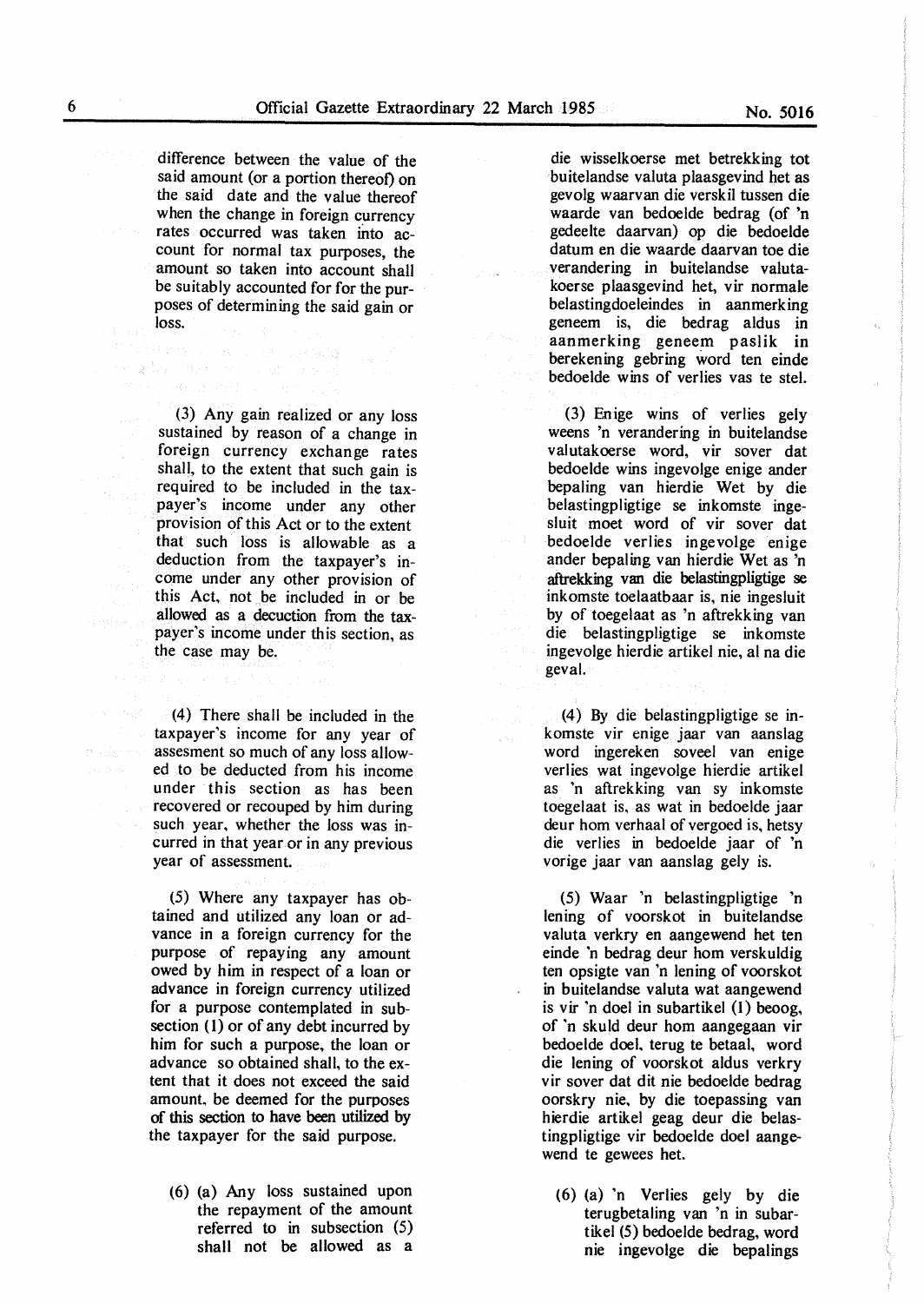difference between the value of the said amount (or a portion thereof) on the said date and the value thereof when the change in foreign currency rates occurred was taken into account for normal tax purposes, the amount so taken into account shall be suitably accounted for for the purposes of determining the said gain or loss.

(3) Any gain realized or any loss sustained by reason of a change in foreign currency exchange rates shall, to the extent that such gain is required to be included in the taxpayer's income under any other provision of this Act or to the extent that such loss is allowable as a deduction from the taxpayer's income under any other provision of this Act, not be included in or be allowed as a decuction from the taxpayer's income under this section, as the case may be.

(4) There shall be included in the taxpayer's income for any year of assesment so much of any loss allowed to be deducted from his income under this section as has been recovered or recouped by him during such year, whether the loss was incurred in that year or in any previous year of assessment.

(5) Where any taxpayer has obtained and utilized any loan or advance in a foreign currency for the purpose of repaying any amount owed by him in respect of a loan or advance in foreign currency utilized for a purpose contemplated in subsection (1) or of any debt incurred by him for such a purpose, the loan or advance so obtained shall, to the extent that it does not exceed the said amount, be deemed for the purposes of this section to have been utilized by the taxpayer for the said purpose.

(6) (a) Any loss sustained upon the repayment of the amount referred to in subsection (5) shall not be allowed as a

die wisselkoerse met betrekking tot buitelandse valuta plaasgevind het as gevolg waarvan die verskil tussen die waarde van bedoelde bedrag (of 'n gedeelte daarvan) op die bedoelde datum en die waarde daarvan toe die verandering in buitelandse valutakoerse plaasgevind het, vir normale belastingdoeleindes in aanmerking geneem is, die bedrag aldus in aanmerking geneem paslik in berekening gebring word ten einde bedoelde wins of verlies vas te stel.

(3) Enige wins of verlies gely weens 'n verandering in buitelandse valutakoerse word, vir sover dat bedoelde wins ingevolge enige ander bepaling van hierdie Wet by die belastingpligtige se inkomste ingesluit moet word of vir sover dat bedoelde verlies ingevolge enige ander bepaling van hierdie Wet as 'n aftrekking van die belastingpligtige se inkomste toelaatbaar is, nie ingesluit by of toegelaat as 'n aftrekking van die belastingpligtige se inkomste ingevolge hierdie artikel nie, al na die geval.

(4) By die belastingpligtige se inkomste vir enige jaar van aanslag word ingereken soveel van enige verlies wat ingevolge hierdie artikel as 'n aftrekking van sy inkomste toegelaat is, as wat in bedoelde jaar deur hom verhaal of vergoed is, hetsy die verlies in bedoelde jaar of 'n vorige jaar van aanslag gely is.

(5) Waar 'n belastingpligtige 'n lening of voorskot in buitelandse valuta verkry en aangewend het ten einde 'n bedrag deur hom verskuldig ten opsigte van 'n lening of voorskot in buitelandse valuta wat aangewend is vir 'n doel in subartikel (1) beoog, of 'n skuld deur hom aangegaan vir bedoelde doel, terug te betaal, word die lening of voorskot aldus verkry vir sover dat dit nie bedoelde bedrag oorskry nie, by die toepassing van hierdie artikel geag deur die belastingpligtige vir bedoelde doel aangewend te gewees het.

(6) (a) 'n Verlies gely by die terugbetaling van 'n in subartikel (5) bedoelde bedrag, word nie ingevolge die bepalings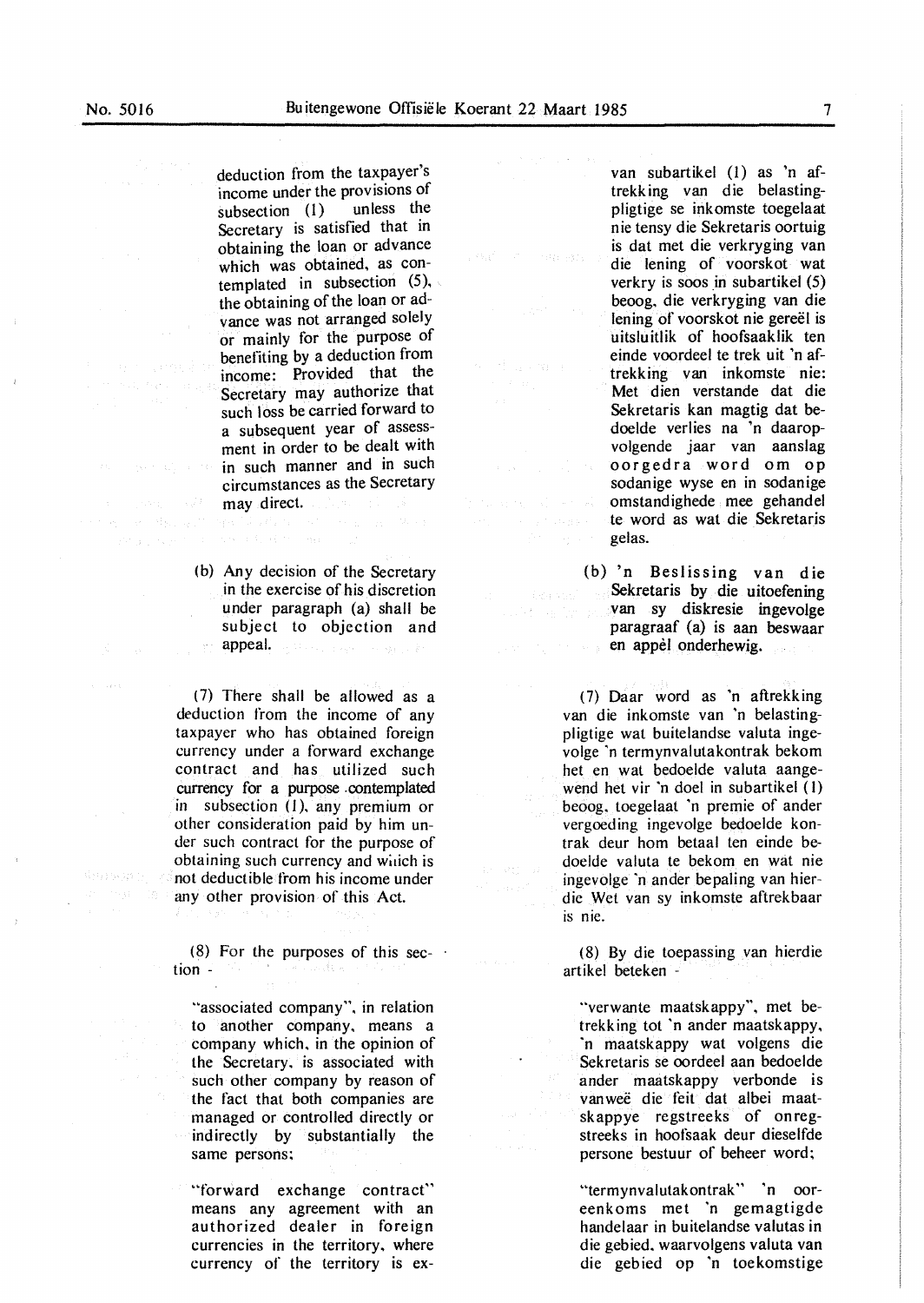deduction from the taxpayer's income under the provisions of subsection (1) unless the Secretary is satisfied that in obtaining the loan or advance which was obtained, as contemplated in subsection (5), the obtaining of the loan or advance was not arranged solely or mainly for the purpose of benefiting by a deduction from income: Provided that the Secretary may authorize that such loss be carried forward to a subsequent year of assessment in order to be dealt with in such manner and in such circumstances as the Secretary may direct.

(b) Any decision of the Secretary in the exercise of his discretion under paragraph (a) shall be subject to objection and appeal.

(7) There shall be allowed as a deduction from the income of any taxpayer who has obtained foreign currency under a forward exchange contract and has utilized such currency for a purpose contemplated in subsection (1), any premium or other consideration paid by him under such contract for the purpose of obtaining such currency and which is not deductible from his income under any other provision of this Act.

(8) For the purposes of this section -

"associated company", in relation to another company, means a company which, in the opinion of the Secretary, is associated with such other company by reason of the fact that both companies are managed or controlled directly or indirectly by substantially the same persons;

"forward exchange contract" means any agreement with an authorized dealer in foreign currencies in the territory, where currency of the territory is ex-

van subartikel (1) as 'n aftrekking van die belastingpligtige se inkomste toegelaat nie tensy die Sekretaris oortuig is dat met die verkryging van die lening of voorskot wat verkry is soos in subartikel (5) beoog, die verkryging van die lening of voorskot nie gereël is uitsluitlik of hoofsaaklik ten einde voordeel te trek uit 'n aftrekking van inkomste nie: Met dien verstande dat die Sekretaris kan magtig dat bedoelde verlies na 'n daaropvolgende jaar van aanslag oorgedra word om op sodanige wyse en in sodanige omstandighede mee gehandel te word as wat die Sekretaris gelas.

(b) 'n Beslissing van die Sekretaris by die uitoefening van sy diskresie ingevolge paragraaf (a) is aan beswaar en appèl onderhewig.

(7) Daar word as 'n aftrekking van die inkomste van 'n belastingpligtige wat buitelandse valuta ingevolge 'n termynvalutakontrak bekom het en wat bedoelde valuta aangewend het vir 'n doel in subartikel (1) beoog, toegelaat 'n premie of ander vergoeding ingevolge bedoelde kontrak deur hom betaal ten einde bedoelde valuta te bekom en wat nie ingevolge 'n ander bepaling van hierdie Wet van sy inkomste aftrekbaar is nie.

(8) By die toepassing van hierdie artikel beteken -

"verwante maatskappy", met betrekking tot 'n ander maatskappy, 'n maatskappy wat volgens die Sekretaris se oordeel aan bedoelde ander maatskappy verbonde is vanweë die feit dat albei maatskappye regstreeks of onregstreeks in hoofsaak deur dieselfde persone bestuur of beheer word;

"termynvalutakontrak" 'n ooreenkoms met 'n gemagtigde handelaar in buitelandse valutas in die gebied, waarvolgens valuta van die gebied op 'n toekomstige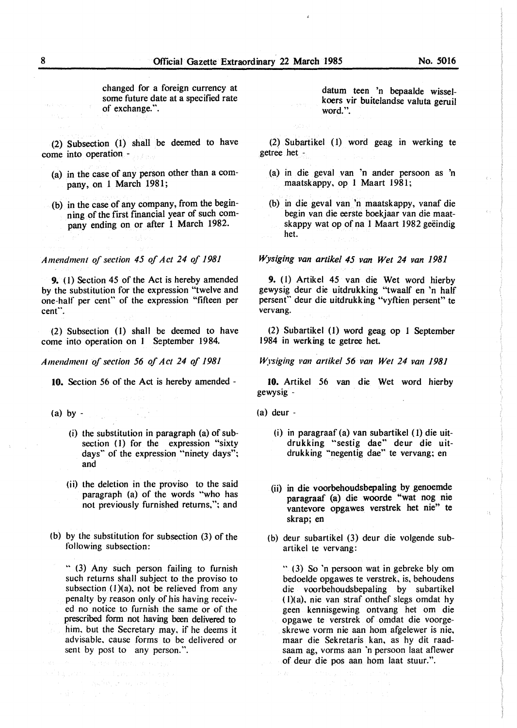changed for a foreign currency at some future date at a specified rate of exchange.".

(2) Subsection (1) shall be deemed to have come into operation -

(a) in the case of any person other than a company, on 1 March 1981;

(b) in the case of any company, from the beginning of the first financial year of such company ending on or after 1 March 1982.

*Amendment of section 45 of Act 24 of 1981*

**9.** (1) Section 45 of the Act is hereby amended by the substitution for the expression "twelve and one-half per cent" of the expression "fifteen per cent".

(2) Subsection (1) shall be deemed to have come into operation on 1 September 1984.

*Amendment of section 56 of Act 24 of 1981*

**10.** Section 56 of the Act is hereby amended -

(a) by -

(i) the substitution in paragraph (a) of subsection (1) for the expression "sixty days" of the expression "ninety days"; and

(ii) the deletion in the proviso to the said paragraph (a) of the words "who has not previously furnished returns,"; and

(b) by the substitution for subsection (3) of the following subsection:

" (3) Any such person failing to furnish such returns shall subject to the proviso to subsection (1)(a), not be relieved from any penalty by reason only of his having received no notice to furnish the same or of the prescribed form not having been delivered to him, but the Secretary may, if he deems it advisable, cause forms to be delivered or sent by post to any person.".

datum teen 'n bepaalde wisselkoers vir buitelandse valuta geruil word.".

(2) Subartikel (1) word geag in werking te getree het -

(a) in die geval van 'n ander persoon as 'n maatskappy, op 1 Maart 1981;

(b) in die geval van 'n maatskappy, vanaf die begin van die eerste boekjaar van die maatskappy wat op of na 1 Maart 1982 geëindig het.

*Wysiging van artikel 45 van Wet 24 van 1981*

**9.** (1) Artikel 45 van die Wet word hierby gewysig deur die uitdrukking "twaalf en 'n half persent" deur die uitdrukking "vyftien persent" te vervang.

(2) Subartikel (1) word geag op 1 September 1984 in werking te getree het.

*Wysiging van artikel 56 van Wet 24 van 1981*

**10.** Artikel 56 van die Wet word hierby gewysig -

(a) deur -

(i) in paragraaf (a) van subartikel (1) die uitdrukking "sestig dae" deur die uitdrukking "negentig dae" te vervang; en

(ii) in die voorbehoudsbepaling by genoemde paragraaf (a) die woorde "wat nog nie vantevore opgawes verstrek het nie" te skrap; en

(b) deur subartikel (3) deur die volgende subartikel te vervang:

" (3) So 'n persoon wat in gebreke bly om bedoelde opgawes te verstrek, is, behoudens die voorbehoudsbepaling by subartikel (1)(a), nie van straf onthef slegs omdat hy geen kennisgewing ontvang het om die opgawe te verstrek of omdat die voorgeskrewe vorm nie aan hom afgelewer is nie, maar die Sekretaris kan, as hy dit raadsaam ag, vorms aan 'n persoon laat aflewer of deur die pos aan hom laat stuur.".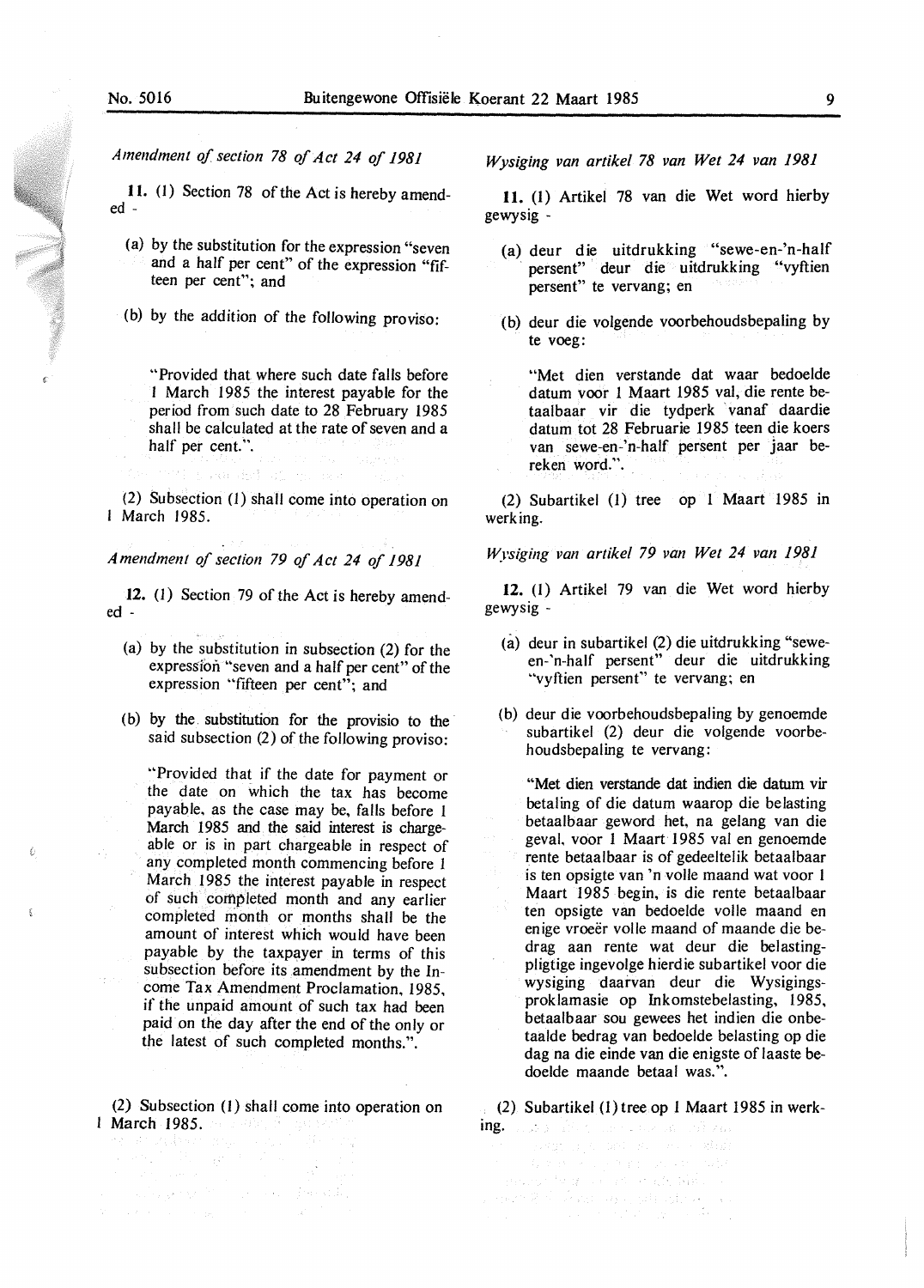*Amendment of section 78 of Act 24 of 1981*

**11.** (1) Section 78 of the Act is hereby amended -

(a) by the substitution for the expression "seven and a half per cent" of the expression "fifteen per cent"; and

(b) by the addition of the following proviso:

"Provided that where such date falls before 1 March 1985 the interest payable for the period from such date to 28 February 1985 shall be calculated at the rate of seven and a half per cent.".

(2) Subsection (1) shall come into operation on 1 March 1985.

*Amendment of section 79 of Act 24 of 1981*

**12.** (1) Section 79 of the Act is hereby amended -

(a) by the substitution in subsection (2) for the expression "seven and a half per cent" of the expression "fifteen per cent"; and

(b) by the substitution for the provisio to the said subsection (2) of the following proviso:

"Provided that if the date for payment or the date on which the tax has become payable, as the case may be, falls before 1 March 1985 and the said interest is chargeable or is in part chargeable in respect of any completed month commencing before 1 March 1985 the interest payable in respect of such completed month and any earlier completed month or months shall be the amount of interest which would have been payable by the taxpayer in terms of this subsection before its amendment by the Income Tax Amendment Proclamation, 1985, if the unpaid amount of such tax had been paid on the day after the end of the only or the latest of such completed months.".

(2) Subsection (1) shall come into operation on 1 March 1985.

*Wysiging van artikel 78 van Wet 24 van 1981*

**11.** (1) Artikel 78 van die Wet word hierby gewysig -

(a) deur die uitdrukking "sewe-en-'n-half persent" deur die uitdrukking "vyftien persent" te vervang; en

(b) deur die volgende voorbehoudsbepaling by te voeg:

"Met dien verstande dat waar bedoelde datum voor 1 Maart 1985 val, die rente betaalbaar vir die tydperk vanaf daardie datum tot 28 Februarie 1985 teen die koers van sewe-en-'n-half persent per jaar bereken word.".

(2) Subartikel (1) tree op 1 Maart 1985 in werking.

*Wysiging van artikel 79 van Wet 24 van 1981*

**12.** (1) Artikel 79 van die Wet word hierby gewysig -

(a) deur in subartikel (2) die uitdrukking "sewe-en-'n-half persent" deur die uitdrukking "vyftien persent" te vervang; en

(b) deur die voorbehoudsbepaling by genoemde subartikel (2) deur die volgende voorbehoudsbepaling te vervang:

"Met dien verstande dat indien die datum vir betaling of die datum waarop die belasting betaalbaar geword het, na gelang van die geval, voor 1 Maart 1985 val en genoemde rente betaalbaar is of gedeeltelik betaalbaar is ten opsigte van 'n volle maand wat voor 1 Maart 1985 begin, is die rente betaalbaar ten opsigte van bedoelde volle maand en enige vroeër volle maand of maande die bedrag aan rente wat deur die belastingpligtige ingevolge hierdie subartikel voor die wysiging daarvan deur die Wysigingsproklamasie op Inkomstebelasting, 1985, betaalbaar sou gewees het indien die onbetaalde bedrag van bedoelde belasting op die dag na die einde van die enigste of laaste bedoelde maande betaal was.".

(2) Subartikel (1) tree op 1 Maart 1985 in werking.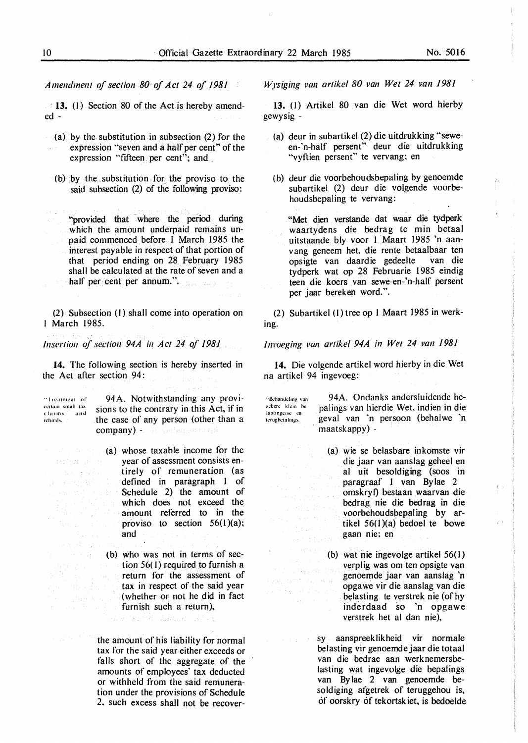*Amendment of section 80 of Act 24 of 1981*

**13.** (1) Section 80 of the Act is hereby amended -

(a) by the substitution in subsection (2) for the expression "seven and a half per cent" of the expression "fifteen per cent"; and

(b) by the substitution for the proviso to the said subsection (2) of the following proviso:

"provided that where the period during which the amount underpaid remains unpaid commenced before 1 March 1985 the interest payable in respect of that portion of that period ending on 28 February 1985 shall be calculated at the rate of seven and a half per cent per annum.".

(2) Subsection (1) shall come into operation on 1 March 1985.

*Insertion of section 94A in Act 24 of 1981*

**14.** The following section is hereby inserted in the Act after section 94:

"Treatment of certain small tax claims and refunds.

94A. Notwithstanding any provisions to the contrary in this Act, if in the case of any person (other than a company) -

(a) whose taxable income for the year of assessment consists entirely of remuneration (as defined in paragraph 1 of Schedule 2) the amount of which does not exceed the amount referred to in the proviso to section 56(1)(a); and

(b) who was not in terms of section 56(1) required to furnish a return for the assessment of tax in respect of the said year (whether or not he did in fact furnish such a return),

the amount of his liability for normal tax for the said year either exceeds or falls short of the aggregate of the amounts of employees' tax deducted or withheld from the said remuneration under the provisions of Schedule 2, such excess shall not be recover-

*Wysiging van artikel 80 van Wet 24 van 1981*

**13.** (1) Artikel 80 van die Wet word hierby gewysig -

(a) deur in subartikel (2) die uitdrukking "sewe-en-'n-half persent" deur die uitdrukking "vyftien persent" te vervang; en

(b) deur die voorbehoudsbepaling by genoemde subartikel (2) deur die volgende voorbehoudsbepaling te vervang:

"Met dien verstande dat waar die tydperk waartydens die bedrag te min betaal uitstaande bly voor 1 Maart 1985 'n aanvang geneem het, die rente betaalbaar ten opsigte van daardie gedeelte van die tydperk wat op 28 Februarie 1985 eindig teen die koers van sewe-en-'n-half persent per jaar bereken word.".

(2) Subartikel (1) tree op 1 Maart 1985 in werking.

*Invoeging van artikel 94A in Wet 24 van 1981*

**14.** Die volgende artikel word hierby in die Wet na artikel 94 ingevoeg:

"Behandeling van sekere klein belastingeise en terugbetalings.

94A. Ondanks andersluidende bepalings van hierdie Wet, indien in die geval van 'n persoon (behalwe 'n maatskappy) -

(a) wie se belasbare inkomste vir die jaar van aanslag geheel en al uit besoldiging (soos in paragraaf 1 van Bylae 2 omskryf) bestaan waarvan die bedrag nie die bedrag in die voorbehoudsbepaling by artikel 56(1)(a) bedoel te bowe gaan nie; en

(b) wat nie ingevolge artikel 56(1) verplig was om ten opsigte van genoemde jaar van aanslag 'n opgawe vir die aanslag van die belasting te verstrek nie (of hy inderdaad so 'n opgawe verstrek het al dan nie),

sy aanspreeklikheid vir normale belasting vir genoemde jaar die totaal van die bedrae aan werknemersbelasting wat ingevolge die bepalings van Bylae 2 van genoemde besoldiging afgetrek of teruggehou is, óf oorskry óf tekortskiet, is bedoelde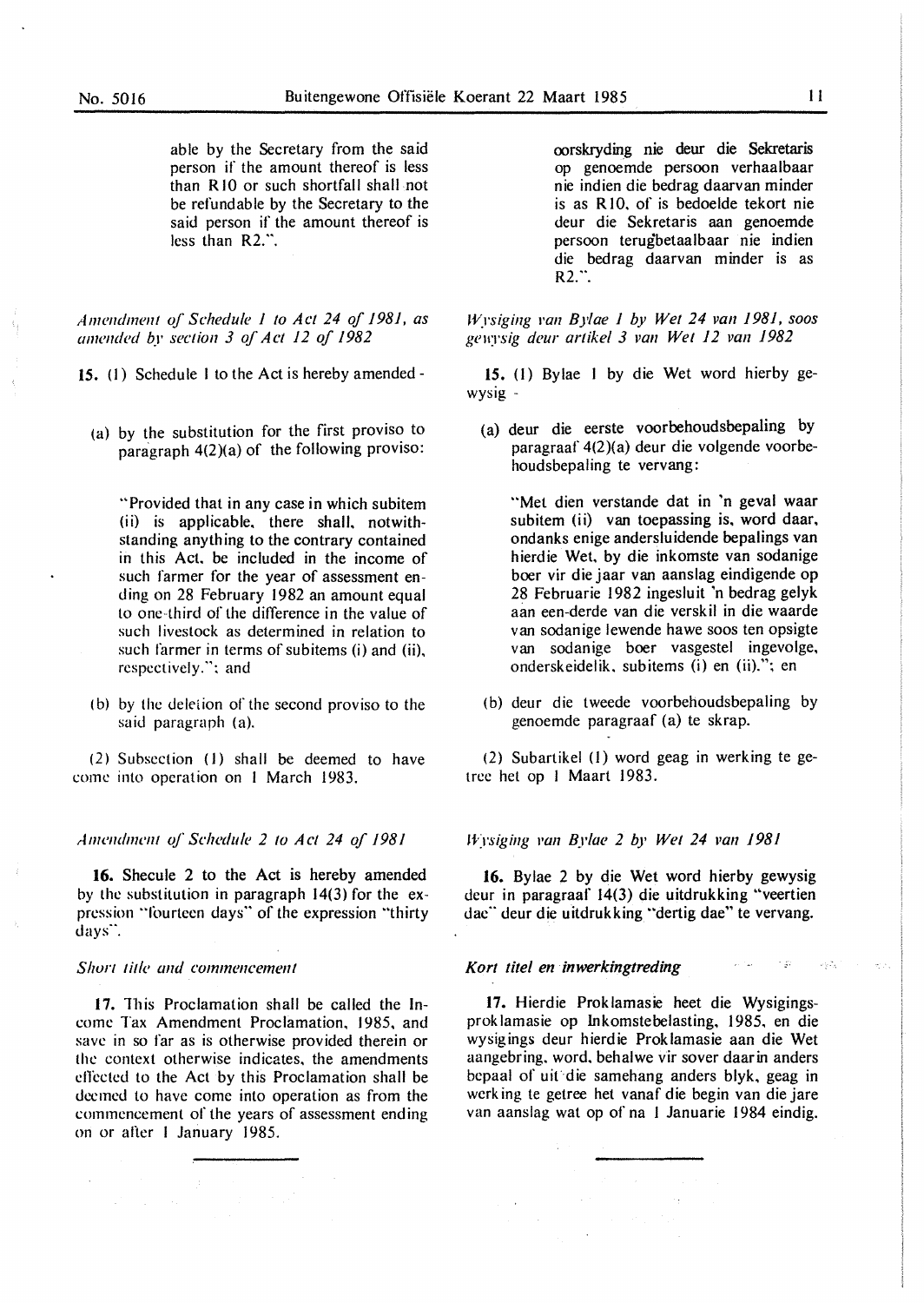able by the Secretary from the said person if the amount thereof is less than R10 or such shortfall shall not be refundable by the Secretary to the said person if the amount thereof is less than R2.".

*Amendment of Schedule 1 to Act 24 of 1981, as amended by section 3 of Act 12 of 1982*

**15.** (1) Schedule 1 to the Act is hereby amended -

(a) by the substitution for the first proviso to paragraph 4(2)(a) of the following proviso:

"Provided that in any case in which subitem (ii) is applicable, there shall, notwithstanding anything to the contrary contained in this Act, be included in the income of such farmer for the year of assessment ending on 28 February 1982 an amount equal to one-third of the difference in the value of such livestock as determined in relation to such farmer in terms of subitems (i) and (ii), respectively."; and

(b) by the deletion of the second proviso to the said paragraph (a).

(2) Subsection (1) shall be deemed to have come into operation on 1 March 1983.

*Amendment of Schedule 2 to Act 24 of 1981*

**16.** Shecule 2 to the Act is hereby amended by the substitution in paragraph 14(3) for the expression "fourteen days" of the expression "thirty days".

*Short title and commencement*

**17.** This Proclamation shall be called the Income Tax Amendment Proclamation, 1985, and save in so far as is otherwise provided therein or the context otherwise indicates, the amendments effected to the Act by this Proclamation shall be deemed to have come into operation as from the commencement of the years of assessment ending on or after 1 January 1985.

---

oorskryding nie deur die Sekretaris op genoemde persoon verhaalbaar nie indien die bedrag daarvan minder is as R10, of is bedoelde tekort nie deur die Sekretaris aan genoemde persoon terugbetaalbaar nie indien die bedrag daarvan minder is as R2.".

*Wysiging van Bylae 1 by Wet 24 van 1981, soos gewysig deur artikel 3 van Wet 12 van 1982*

**15.** (1) Bylae 1 by die Wet word hierby gewysig -

(a) deur die eerste voorbehoudsbepaling by paragraaf 4(2)(a) deur die volgende voorbehoudsbepaling te vervang:

"Met dien verstande dat in 'n geval waar subitem (ii) van toepassing is, word daar, ondanks enige andersluidende bepalings van hierdie Wet, by die inkomste van sodanige boer vir die jaar van aanslag eindigende op 28 Februarie 1982 ingesluit 'n bedrag gelyk aan een-derde van die verskil in die waarde van sodanige lewende hawe soos ten opsigte van sodanige boer vasgestel ingevolge, onderskeidelik, subitems (i) en (ii)."; en

(b) deur die tweede voorbehoudsbepaling by genoemde paragraaf (a) te skrap.

(2) Subartikel (1) word geag in werking te getree het op 1 Maart 1983.

*Wysiging van Bylae 2 by Wet 24 van 1981*

**16.** Bylae 2 by die Wet word hierby gewysig deur in paragraaf 14(3) die uitdrukking "veertien dae" deur die uitdrukking "dertig dae" te vervang.

***Kort titel en inwerkingtreding***

**17.** Hierdie Proklamasie heet die Wysigingsproklamasie op Inkomstebelasting, 1985, en die wysigings deur hierdie Proklamasie aan die Wet aangebring, word, behalwe vir sover daarin anders bepaal of uit die samehang anders blyk, geag in werking te getree het vanaf die begin van die jare van aanslag wat op of na 1 Januarie 1984 eindig.